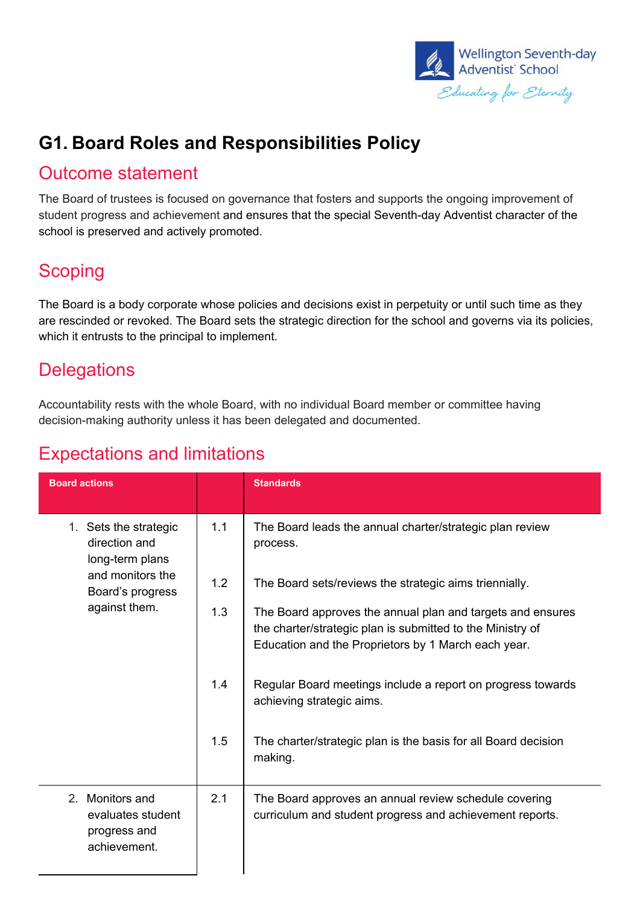# G1. Board Roles and Responsibilities Policy

## Outcome statement

The Board of trustees is focused on governance that fosters and supports the ongoing improvement of student progress and achievement and ensures that the special Seventh-day Adventist character of the school is preserved and actively promoted.

## Scoping

The Board is a body corporate whose policies and decisions exist in perpetuity or until such time as they are rescinded or revoked. The Board sets the strategic direction for the school and governs via its policies, which it entrusts to the principal to implement.

## Delegations

Accountability rests with the whole Board, with no individual Board member or committee having decision-making authority unless it has been delegated and documented.

## Expectations and limitations

| Board actions | | Standards |
|---|---|---|
| 1. Sets the strategic direction and long-term plans and monitors the Board's progress against them. | 1.1 | The Board leads the annual charter/strategic plan review process. |
| | 1.2 | The Board sets/reviews the strategic aims triennially. |
| | 1.3 | The Board approves the annual plan and targets and ensures the charter/strategic plan is submitted to the Ministry of Education and the Proprietors by 1 March each year. |
| | 1.4 | Regular Board meetings include a report on progress towards achieving strategic aims. |
| | 1.5 | The charter/strategic plan is the basis for all Board decision making. |
| 2. Monitors and evaluates student progress and achievement. | 2.1 | The Board approves an annual review schedule covering curriculum and student progress and achievement reports. |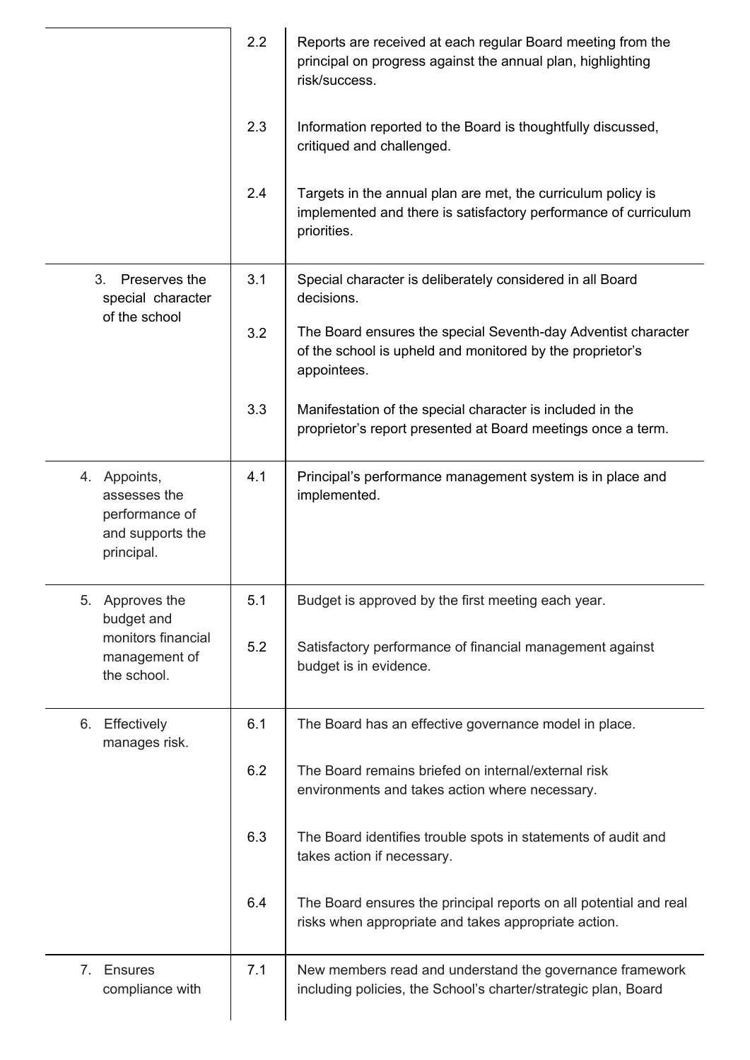| | | |
|---|---|---|
| | 2.2 | Reports are received at each regular Board meeting from the principal on progress against the annual plan, highlighting risk/success. |
| | 2.3 | Information reported to the Board is thoughtfully discussed, critiqued and challenged. |
| | 2.4 | Targets in the annual plan are met, the curriculum policy is implemented and there is satisfactory performance of curriculum priorities. |
| 3. Preserves the special character of the school | 3.1 | Special character is deliberately considered in all Board decisions. |
| | 3.2 | The Board ensures the special Seventh-day Adventist character of the school is upheld and monitored by the proprietor's appointees. |
| | 3.3 | Manifestation of the special character is included in the proprietor's report presented at Board meetings once a term. |
| 4. Appoints, assesses the performance of and supports the principal. | 4.1 | Principal's performance management system is in place and implemented. |
| 5. Approves the budget and monitors financial management of the school. | 5.1 | Budget is approved by the first meeting each year. |
| | 5.2 | Satisfactory performance of financial management against budget is in evidence. |
| 6. Effectively manages risk. | 6.1 | The Board has an effective governance model in place. |
| | 6.2 | The Board remains briefed on internal/external risk environments and takes action where necessary. |
| | 6.3 | The Board identifies trouble spots in statements of audit and takes action if necessary. |
| | 6.4 | The Board ensures the principal reports on all potential and real risks when appropriate and takes appropriate action. |
| 7. Ensures compliance with | 7.1 | New members read and understand the governance framework including policies, the School's charter/strategic plan, Board |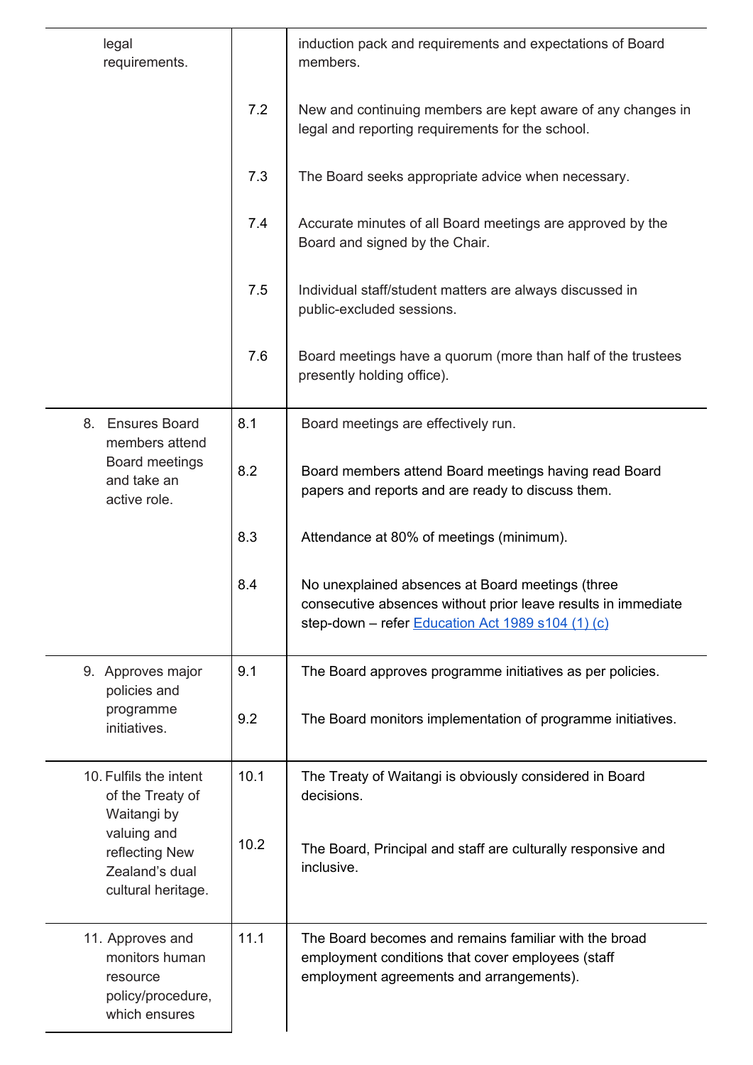| | | |
|---|---|---|
| legal requirements. | | induction pack and requirements and expectations of Board members. |
| | 7.2 | New and continuing members are kept aware of any changes in legal and reporting requirements for the school. |
| | 7.3 | The Board seeks appropriate advice when necessary. |
| | 7.4 | Accurate minutes of all Board meetings are approved by the Board and signed by the Chair. |
| | 7.5 | Individual staff/student matters are always discussed in public-excluded sessions. |
| | 7.6 | Board meetings have a quorum (more than half of the trustees presently holding office). |
| 8. Ensures Board members attend Board meetings and take an active role. | 8.1 | Board meetings are effectively run. |
| | 8.2 | Board members attend Board meetings having read Board papers and reports and are ready to discuss them. |
| | 8.3 | Attendance at 80% of meetings (minimum). |
| | 8.4 | No unexplained absences at Board meetings (three consecutive absences without prior leave results in immediate step-down – refer [Education Act 1989 s104 (1) (c)]() |
| 9. Approves major policies and programme initiatives. | 9.1 | The Board approves programme initiatives as per policies. |
| | 9.2 | The Board monitors implementation of programme initiatives. |
| 10. Fulfils the intent of the Treaty of Waitangi by valuing and reflecting New Zealand's dual cultural heritage. | 10.1 | The Treaty of Waitangi is obviously considered in Board decisions. |
| | 10.2 | The Board, Principal and staff are culturally responsive and inclusive. |
| 11. Approves and monitors human resource policy/procedure, which ensures | 11.1 | The Board becomes and remains familiar with the broad employment conditions that cover employees (staff employment agreements and arrangements). |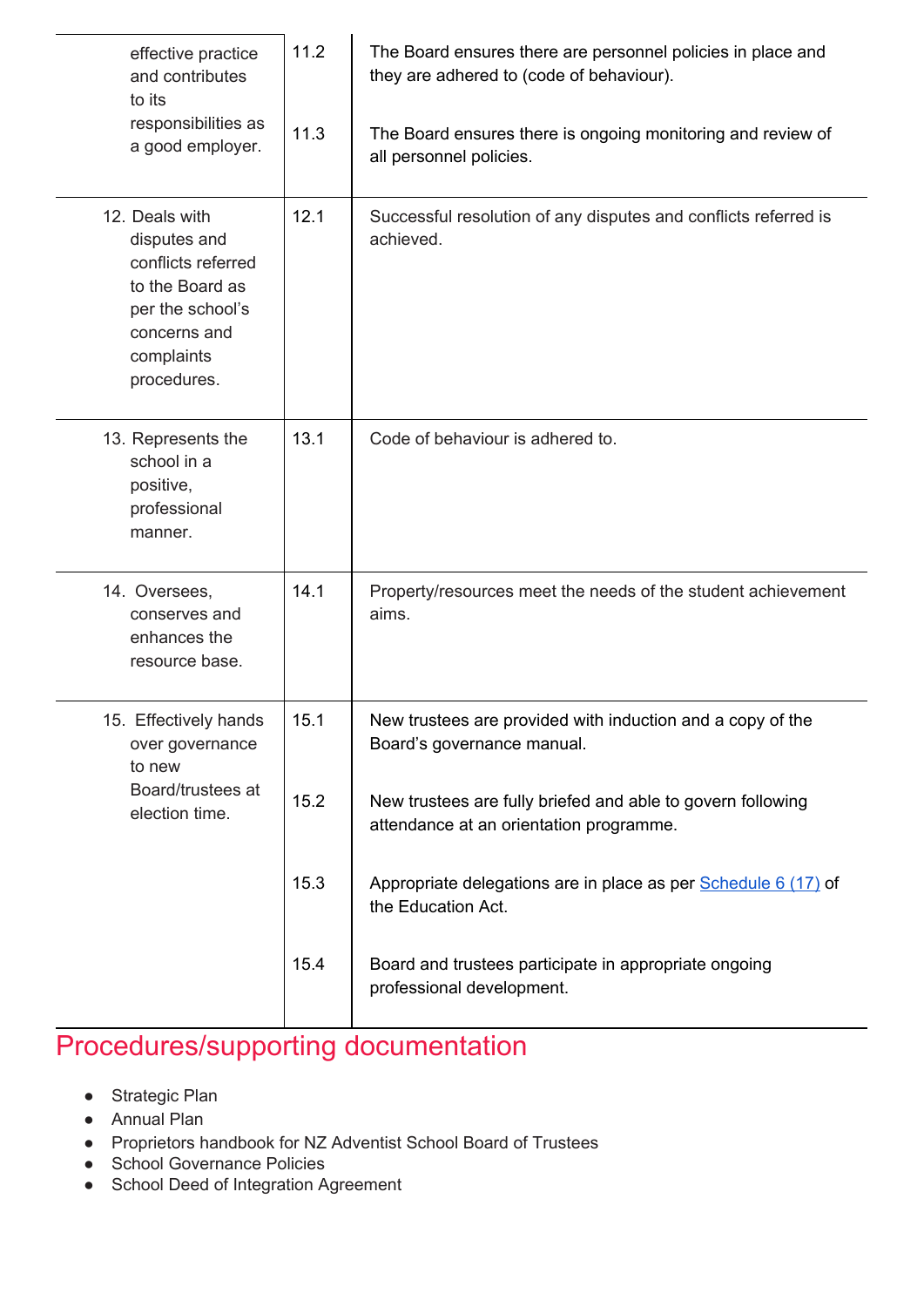| | | |
|---|---|---|
| effective practice and contributes to its responsibilities as a good employer. | 11.2 | The Board ensures there are personnel policies in place and they are adhered to (code of behaviour). |
| | 11.3 | The Board ensures there is ongoing monitoring and review of all personnel policies. |
| 12. Deals with disputes and conflicts referred to the Board as per the school's concerns and complaints procedures. | 12.1 | Successful resolution of any disputes and conflicts referred is achieved. |
| 13. Represents the school in a positive, professional manner. | 13.1 | Code of behaviour is adhered to. |
| 14. Oversees, conserves and enhances the resource base. | 14.1 | Property/resources meet the needs of the student achievement aims. |
| 15. Effectively hands over governance to new Board/trustees at election time. | 15.1 | New trustees are provided with induction and a copy of the Board's governance manual. |
| | 15.2 | New trustees are fully briefed and able to govern following attendance at an orientation programme. |
| | 15.3 | Appropriate delegations are in place as per Schedule 6 (17) of the Education Act. |
| | 15.4 | Board and trustees participate in appropriate ongoing professional development. |

# Procedures/supporting documentation

- Strategic Plan
- Annual Plan
- Proprietors handbook for NZ Adventist School Board of Trustees
- School Governance Policies
- School Deed of Integration Agreement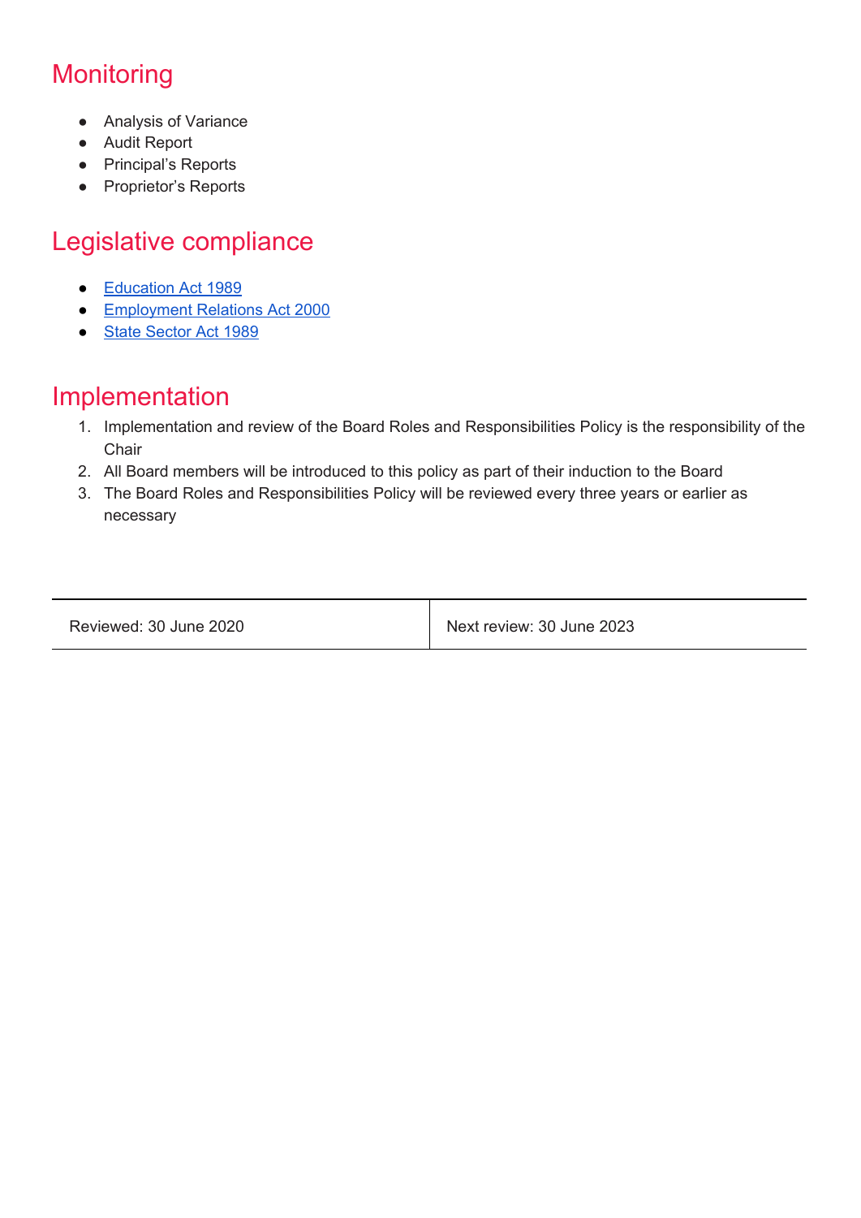## Monitoring

- Analysis of Variance
- Audit Report
- Principal's Reports
- Proprietor's Reports

## Legislative compliance

- Education Act 1989
- Employment Relations Act 2000
- State Sector Act 1989

## Implementation

1. Implementation and review of the Board Roles and Responsibilities Policy is the responsibility of the Chair
2. All Board members will be introduced to this policy as part of their induction to the Board
3. The Board Roles and Responsibilities Policy will be reviewed every three years or earlier as necessary

| | |
|---|---|
| Reviewed: 30 June 2020 | Next review: 30 June 2023 |